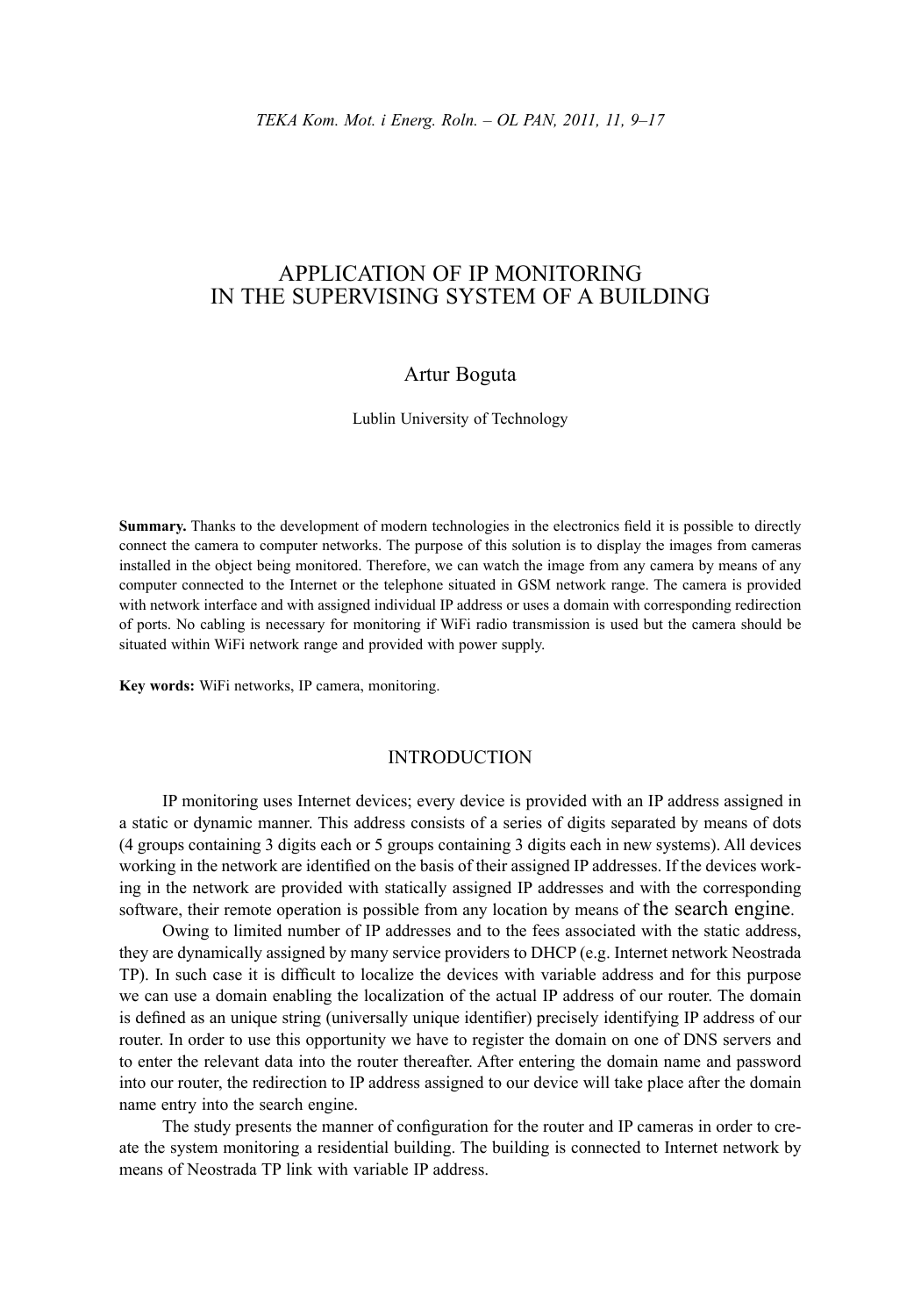# APPLICATION OF IP MONITORING IN THE SUPERVISING SYSTEM OF A BUILDING

Artur Boguta

Lublin University of Technology

**Summary.** Thanks to the development of modern technologies in the electronics field it is possible to directly connect the camera to computer networks. The purpose of this solution is to display the images from cameras installed in the object being monitored. Therefore, we can watch the image from any camera by means of any computer connected to the Internet or the telephone situated in GSM network range. The camera is provided with network interface and with assigned individual IP address or uses a domain with corresponding redirection of ports. No cabling is necessary for monitoring if WiFi radio transmission is used but the camera should be situated within WiFi network range and provided with power supply.

**Key words:** WiFi networks, IP camera, monitoring.

## INTRODUCTION

IP monitoring uses Internet devices; every device is provided with an IP address assigned in a static or dynamic manner. This address consists of a series of digits separated by means of dots (4 groups containing 3 digits each or 5 groups containing 3 digits each in new systems). All devices working in the network are identified on the basis of their assigned IP addresses. If the devices working in the network are provided with statically assigned IP addresses and with the corresponding software, their remote operation is possible from any location by means of the search engine.

Owing to limited number of IP addresses and to the fees associated with the static address, they are dynamically assigned by many service providers to DHCP (e.g. Internet network Neostrada TP). In such case it is difficult to localize the devices with variable address and for this purpose we can use a domain enabling the localization of the actual IP address of our router. The domain is defined as an unique string (universally unique identifier) precisely identifying IP address of our router. In order to use this opportunity we have to register the domain on one of DNS servers and to enter the relevant data into the router thereafter. After entering the domain name and password into our router, the redirection to IP address assigned to our device will take place after the domain name entry into the search engine.

The study presents the manner of configuration for the router and IP cameras in order to create the system monitoring a residential building. The building is connected to Internet network by means of Neostrada TP link with variable IP address.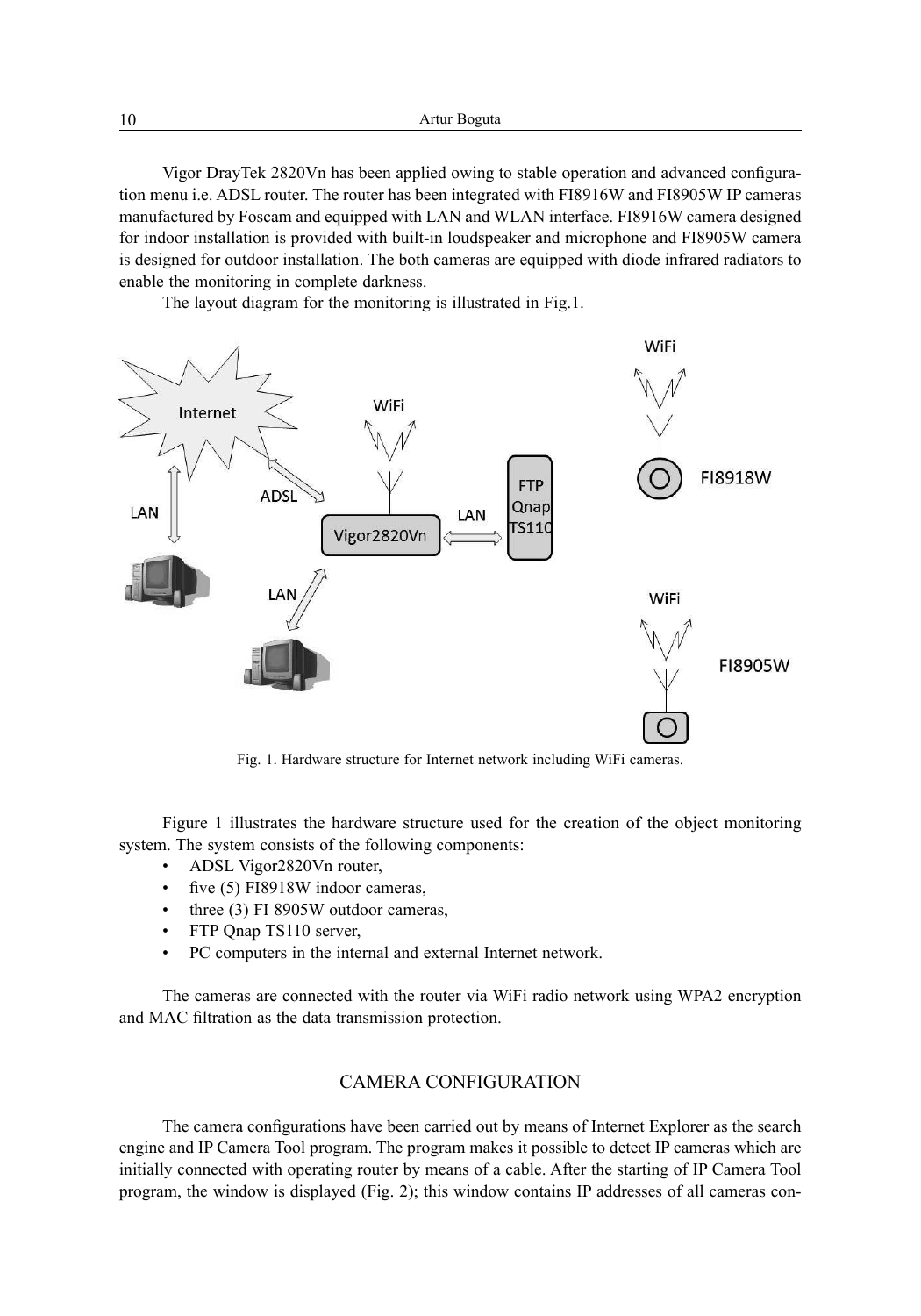Vigor DrayTek 2820Vn has been applied owing to stable operation and advanced configuration menu i.e. ADSL router. The router has been integrated with FI8916W and FI8905W IP cameras manufactured by Foscam and equipped with LAN and WLAN interface. FI8916W camera designed for indoor installation is provided with built-in loudspeaker and microphone and FI8905W camera is designed for outdoor installation. The both cameras are equipped with diode infrared radiators to enable the monitoring in complete darkness.

The layout diagram for the monitoring is illustrated in Fig.1.

Fig. 1. Hardware structure for Internet network including WiFi cameras.

Figure 1 illustrates the hardware structure used for the creation of the object monitoring system. The system consists of the following components:

- ADSL Vigor2820Vn router,
- five (5) FI8918W indoor cameras,
- three (3) FI 8905W outdoor cameras,
- FTP Qnap TS110 server,
- PC computers in the internal and external Internet network.

The cameras are connected with the router via WiFi radio network using WPA2 encryption and MAC filtration as the data transmission protection.

## CAMERA CONFIGURATION

The camera configurations have been carried out by means of Internet Explorer as the search engine and IP Camera Tool program. The program makes it possible to detect IP cameras which are initially connected with operating router by means of a cable. After the starting of IP Camera Tool program, the window is displayed (Fig. 2); this window contains IP addresses of all cameras con-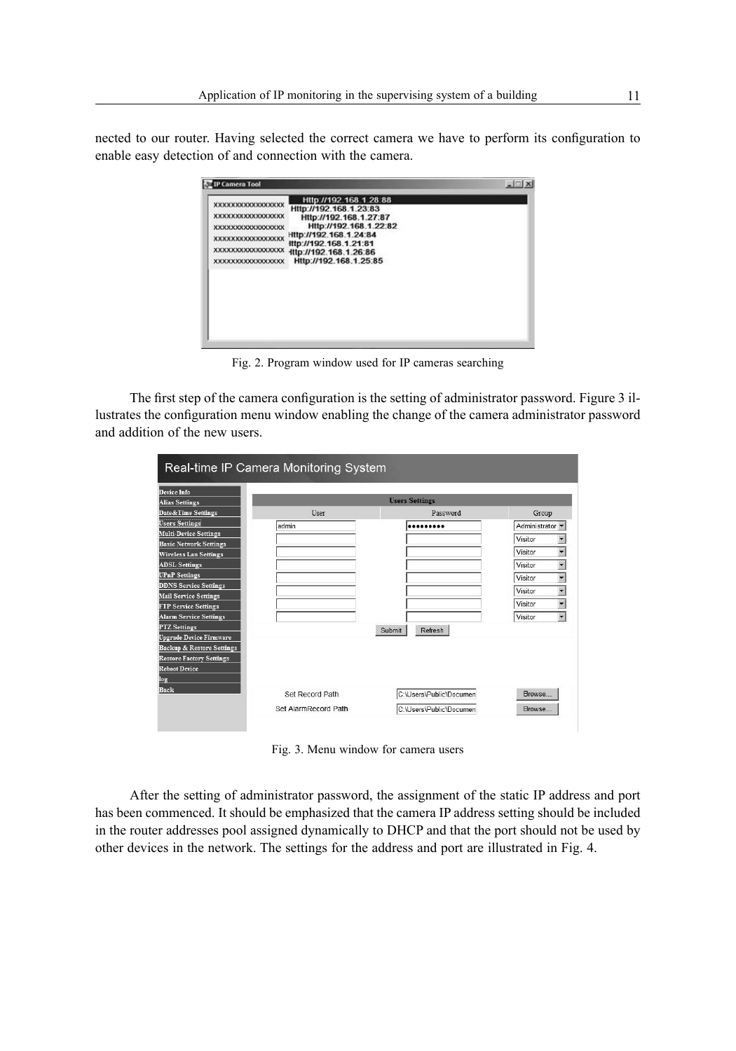nected to our router. Having selected the correct camera we have to perform its configuration to enable easy detection of and connection with the camera.

Fig. 2. Program window used for IP cameras searching

The first step of the camera configuration is the setting of administrator password. Figure 3 illustrates the configuration menu window enabling the change of the camera administrator password and addition of the new users.

Fig. 3. Menu window for camera users

After the setting of administrator password, the assignment of the static IP address and port has been commenced. It should be emphasized that the camera IP address setting should be included in the router addresses pool assigned dynamically to DHCP and that the port should not be used by other devices in the network. The settings for the address and port are illustrated in Fig. 4.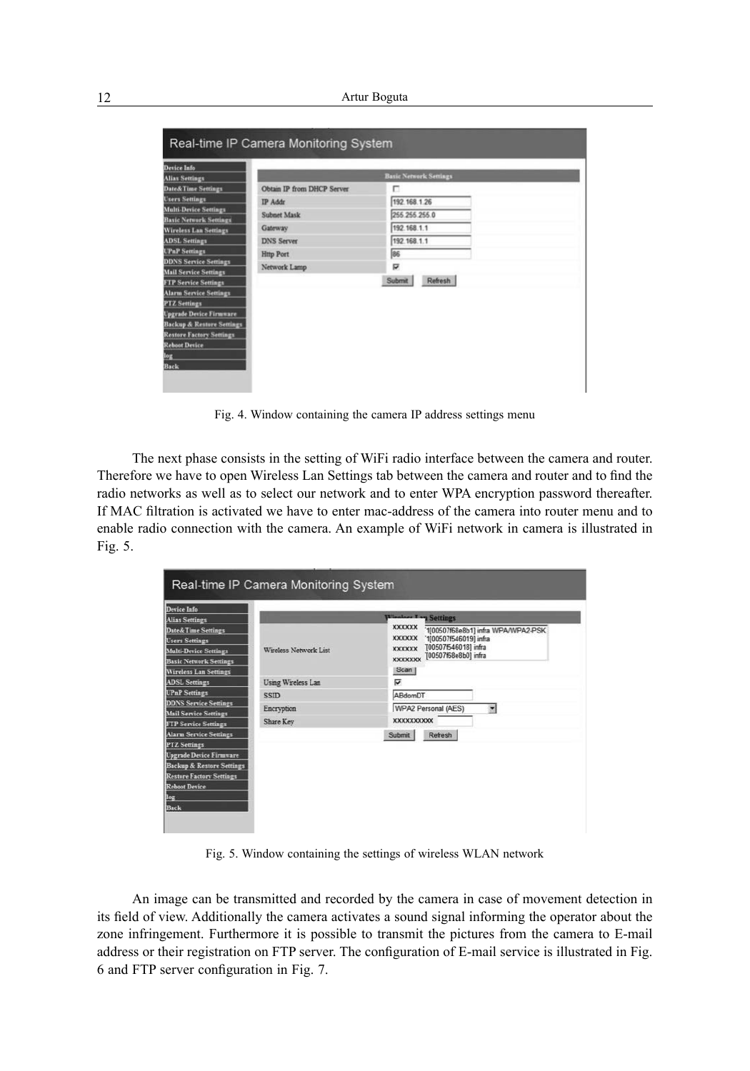Fig. 4. Window containing the camera IP address settings menu

The next phase consists in the setting of WiFi radio interface between the camera and router. Therefore we have to open Wireless Lan Settings tab between the camera and router and to find the radio networks as well as to select our network and to enter WPA encryption password thereafter. If MAC filtration is activated we have to enter mac-address of the camera into router menu and to enable radio connection with the camera. An example of WiFi network in camera is illustrated in Fig. 5.

Fig. 5. Window containing the settings of wireless WLAN network

An image can be transmitted and recorded by the camera in case of movement detection in its field of view. Additionally the camera activates a sound signal informing the operator about the zone infringement. Furthermore it is possible to transmit the pictures from the camera to E-mail address or their registration on FTP server. The configuration of E-mail service is illustrated in Fig. 6 and FTP server configuration in Fig. 7.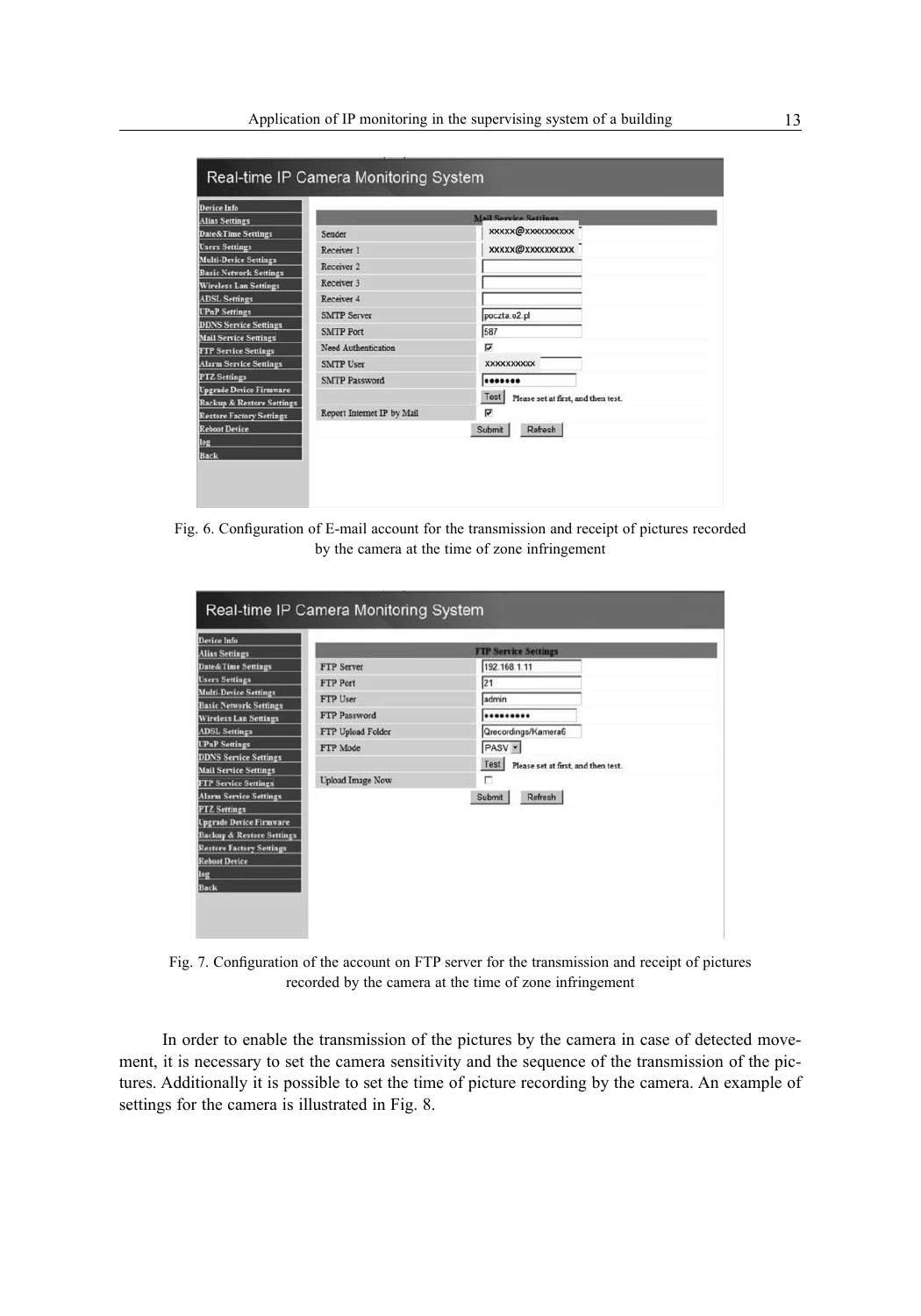Fig. 6. Configuration of E-mail account for the transmission and receipt of pictures recorded by the camera at the time of zone infringement

Fig. 7. Configuration of the account on FTP server for the transmission and receipt of pictures recorded by the camera at the time of zone infringement

In order to enable the transmission of the pictures by the camera in case of detected movement, it is necessary to set the camera sensitivity and the sequence of the transmission of the pictures. Additionally it is possible to set the time of picture recording by the camera. An example of settings for the camera is illustrated in Fig. 8.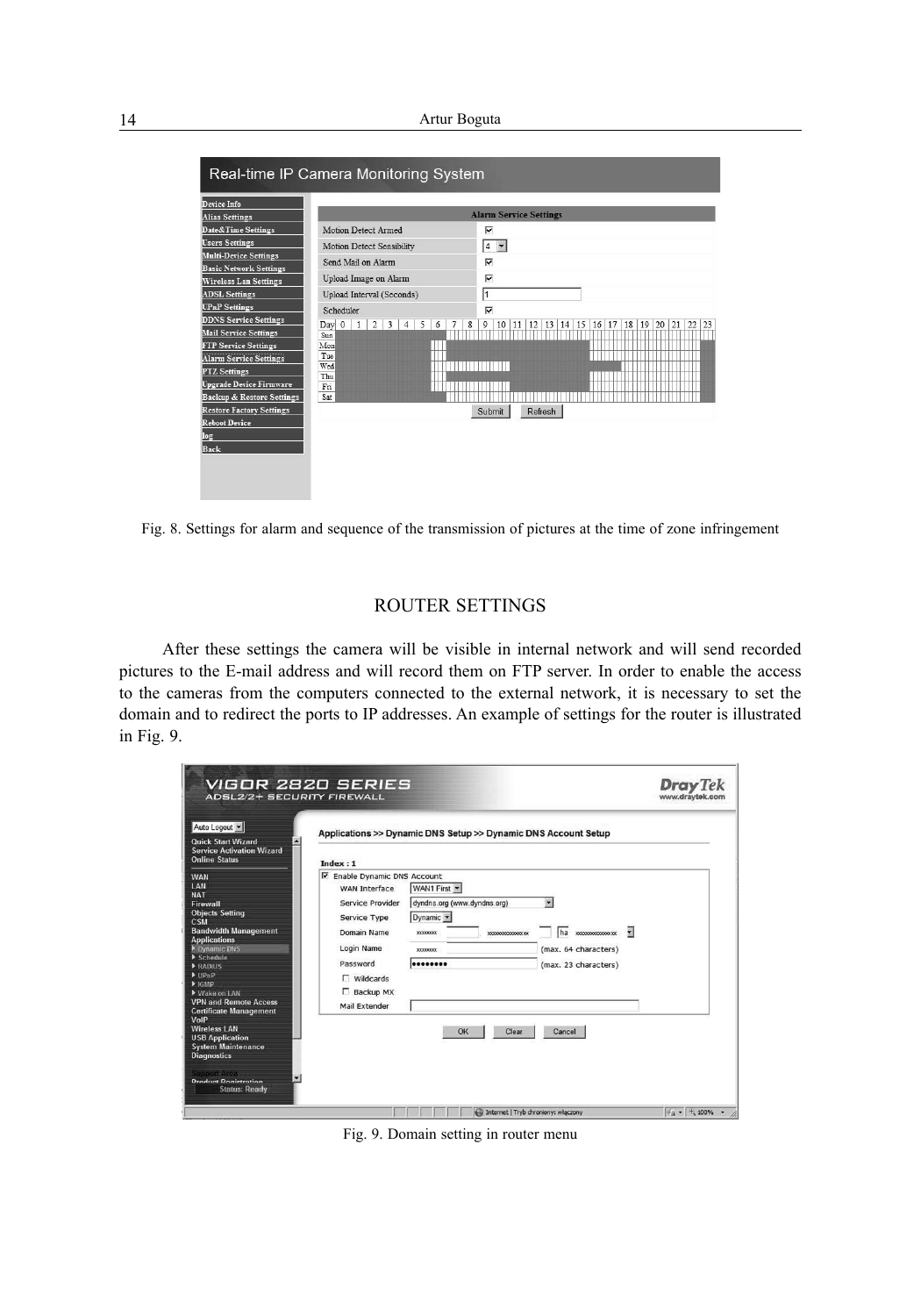Fig. 8. Settings for alarm and sequence of the transmission of pictures at the time of zone infringement

## ROUTER SETTINGS

After these settings the camera will be visible in internal network and will send recorded pictures to the E-mail address and will record them on FTP server. In order to enable the access to the cameras from the computers connected to the external network, it is necessary to set the domain and to redirect the ports to IP addresses. An example of settings for the router is illustrated in Fig. 9.

Fig. 9. Domain setting in router menu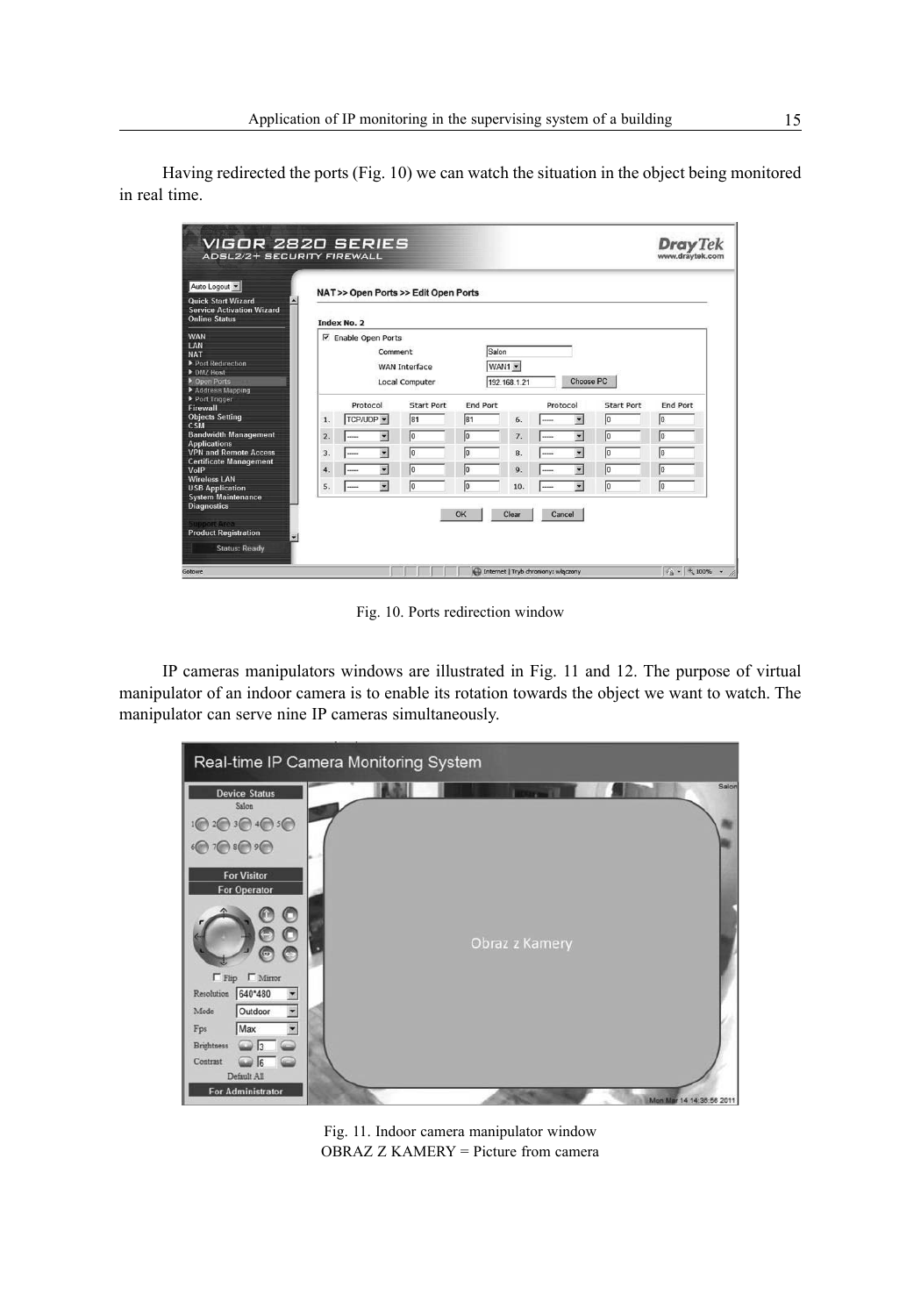Having redirected the ports (Fig. 10) we can watch the situation in the object being monitored in real time.

Fig. 10. Ports redirection window

IP cameras manipulators windows are illustrated in Fig. 11 and 12. The purpose of virtual manipulator of an indoor camera is to enable its rotation towards the object we want to watch. The manipulator can serve nine IP cameras simultaneously.

Fig. 11. Indoor camera manipulator window
OBRAZ Z KAMERY = Picture from camera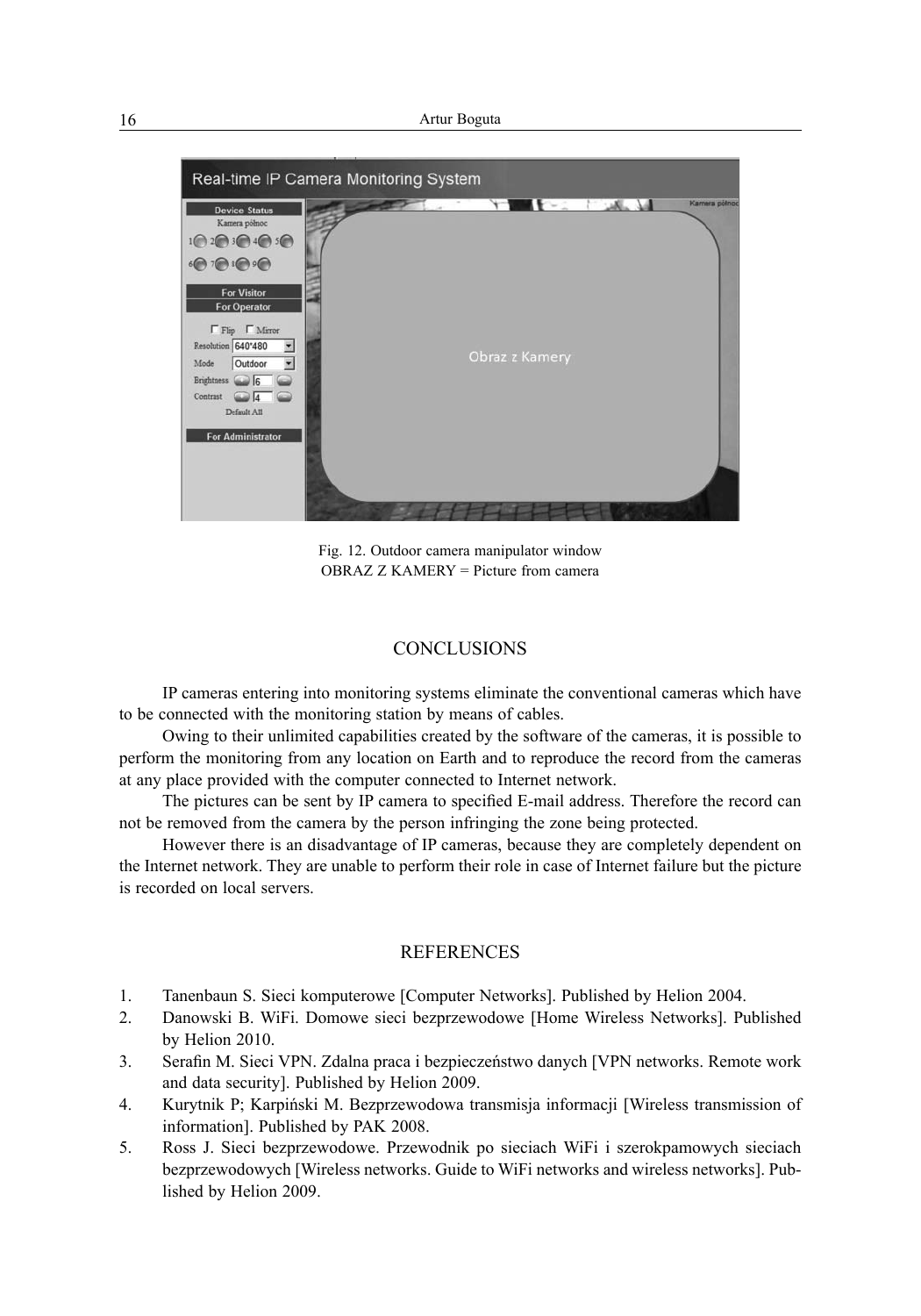Fig. 12. Outdoor camera manipulator window
OBRAZ Z KAMERY = Picture from camera

## CONCLUSIONS

IP cameras entering into monitoring systems eliminate the conventional cameras which have to be connected with the monitoring station by means of cables.

Owing to their unlimited capabilities created by the software of the cameras, it is possible to perform the monitoring from any location on Earth and to reproduce the record from the cameras at any place provided with the computer connected to Internet network.

The pictures can be sent by IP camera to specified E-mail address. Therefore the record can not be removed from the camera by the person infringing the zone being protected.

However there is an disadvantage of IP cameras, because they are completely dependent on the Internet network. They are unable to perform their role in case of Internet failure but the picture is recorded on local servers.

## REFERENCES

1. Tanenbaun S. Sieci komputerowe [Computer Networks]. Published by Helion 2004.
2. Danowski B. WiFi. Domowe sieci bezprzewodowe [Home Wireless Networks]. Published by Helion 2010.
3. Serafin M. Sieci VPN. Zdalna praca i bezpieczeństwo danych [VPN networks. Remote work and data security]. Published by Helion 2009.
4. Kurytnik P; Karpiński M. Bezprzewodowa transmisja informacji [Wireless transmission of information]. Published by PAK 2008.
5. Ross J. Sieci bezprzewodowe. Przewodnik po sieciach WiFi i szerokpamowych sieciach bezprzewodowych [Wireless networks. Guide to WiFi networks and wireless networks]. Published by Helion 2009.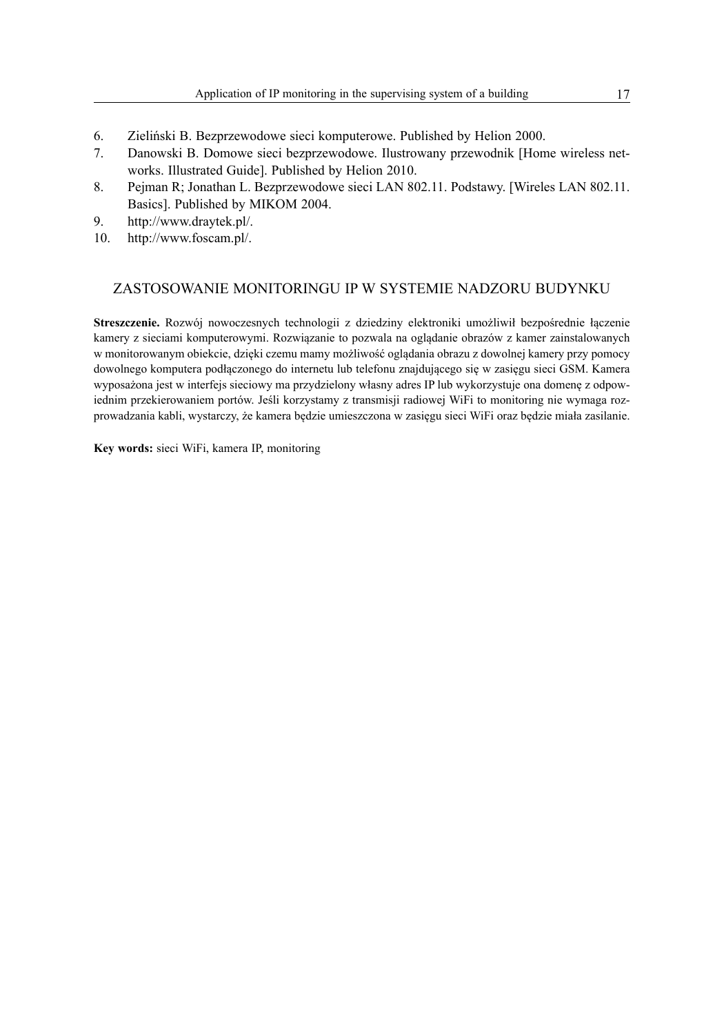6. Zieliński B. Bezprzewodowe sieci komputerowe. Published by Helion 2000.
7. Danowski B. Domowe sieci bezprzewodowe. Ilustrowany przewodnik [Home wireless networks. Illustrated Guide]. Published by Helion 2010.
8. Pejman R; Jonathan L. Bezprzewodowe sieci LAN 802.11. Podstawy. [Wireles LAN 802.11. Basics]. Published by MIKOM 2004.
9. http://www.draytek.pl/.
10. http://www.foscam.pl/.

## ZASTOSOWANIE MONITORINGU IP W SYSTEMIE NADZORU BUDYNKU

**Streszczenie.** Rozwój nowoczesnych technologii z dziedziny elektroniki umożliwił bezpośrednie łączenie kamery z sieciami komputerowymi. Rozwiązanie to pozwala na oglądanie obrazów z kamer zainstalowanych w monitorowanym obiekcie, dzięki czemu mamy możliwość oglądania obrazu z dowolnej kamery przy pomocy dowolnego komputera podłączonego do internetu lub telefonu znajdującego się w zasięgu sieci GSM. Kamera wyposażona jest w interfejs sieciowy ma przydzielony własny adres IP lub wykorzystuje ona domenę z odpowiednim przekierowaniem portów. Jeśli korzystamy z transmisji radiowej WiFi to monitoring nie wymaga rozprowadzania kabli, wystarczy, że kamera będzie umieszczona w zasięgu sieci WiFi oraz będzie miała zasilanie.

**Key words:** sieci WiFi, kamera IP, monitoring